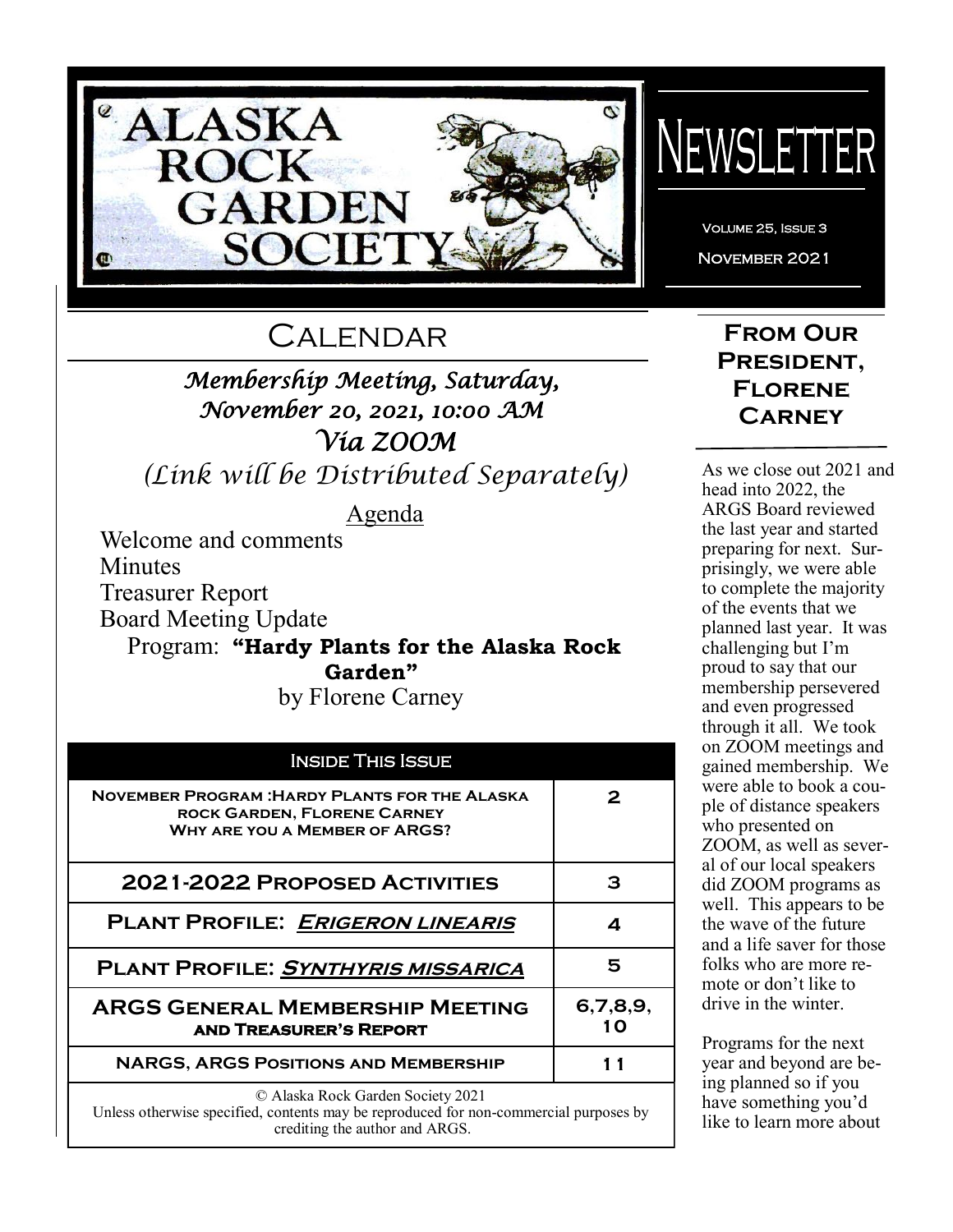# Alaska Rock Garden Society

# Newsletter

Volume 25, Issue 3

November 2021

## Calendar

### *Membership Meeting, Saturday, November 20, 2021, 10:00 AM*

### *Via ZOOM*

*(Link will be Distributed Separately)*

Agenda

Welcome and comments

Minutes

Treasurer Report

Board Meeting Update

Program: **"Hardy Plants for the Alaska Rock Garden"**

by Florene Carney

| Inside This Issue | |
|---|---|
| **November Program :Hardy Plants for the Alaska rock Garden, Florene Carney**<br>**Why are you a Member of ARGS?** | 2 |
| **2021-2022 Proposed Activities** | 3 |
| **Plant Profile: *Erigeron linearis*** | 4 |
| **Plant Profile: *Synthyris missarica*** | 5 |
| **ARGS General Membership Meeting and Treasurer's Report** | 6,7,8,9,10 |
| **NARGS, ARGS Positions and Membership** | 11 |

© Alaska Rock Garden Society 2021

Unless otherwise specified, contents may be reproduced for non-commercial purposes by crediting the author and ARGS.

## From Our President, Florene Carney

As we close out 2021 and head into 2022, the ARGS Board reviewed the last year and started preparing for next. Surprisingly, we were able to complete the majority of the events that we planned last year. It was challenging but I'm proud to say that our membership persevered and even progressed through it all. We took on ZOOM meetings and gained membership. We were able to book a couple of distance speakers who presented on ZOOM, as well as several of our local speakers did ZOOM programs as well. This appears to be the wave of the future and a life saver for those folks who are more remote or don't like to drive in the winter.

Programs for the next year and beyond are being planned so if you have something you'd like to learn more about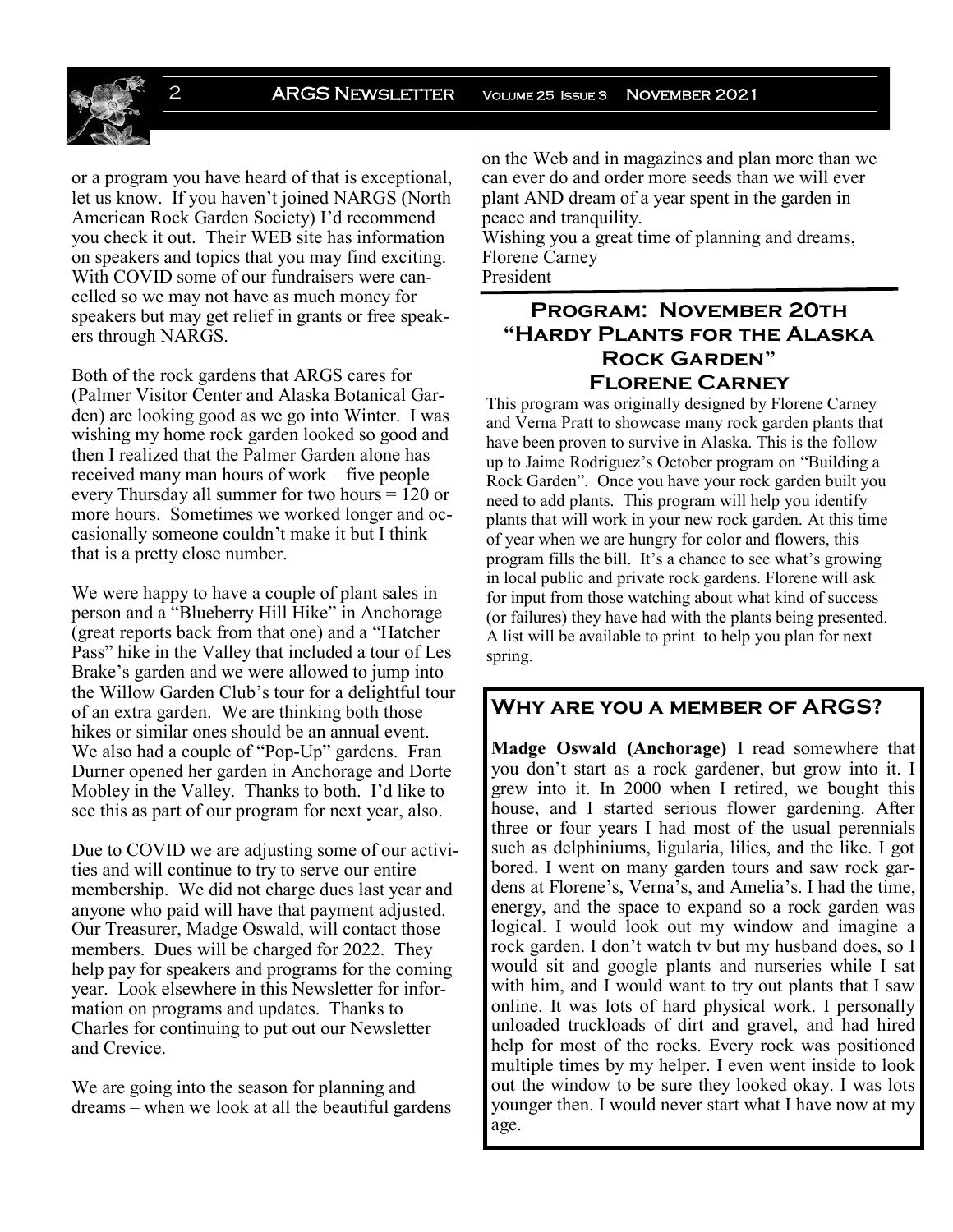or a program you have heard of that is exceptional, let us know. If you haven't joined NARGS (North American Rock Garden Society) I'd recommend you check it out. Their WEB site has information on speakers and topics that you may find exciting. With COVID some of our fundraisers were cancelled so we may not have as much money for speakers but may get relief in grants or free speakers through NARGS.

Both of the rock gardens that ARGS cares for (Palmer Visitor Center and Alaska Botanical Garden) are looking good as we go into Winter. I was wishing my home rock garden looked so good and then I realized that the Palmer Garden alone has received many man hours of work – five people every Thursday all summer for two hours = 120 or more hours. Sometimes we worked longer and occasionally someone couldn't make it but I think that is a pretty close number.

We were happy to have a couple of plant sales in person and a "Blueberry Hill Hike" in Anchorage (great reports back from that one) and a "Hatcher Pass" hike in the Valley that included a tour of Les Brake's garden and we were allowed to jump into the Willow Garden Club's tour for a delightful tour of an extra garden. We are thinking both those hikes or similar ones should be an annual event. We also had a couple of "Pop-Up" gardens. Fran Durner opened her garden in Anchorage and Dorte Mobley in the Valley. Thanks to both. I'd like to see this as part of our program for next year, also.

Due to COVID we are adjusting some of our activities and will continue to try to serve our entire membership. We did not charge dues last year and anyone who paid will have that payment adjusted. Our Treasurer, Madge Oswald, will contact those members. Dues will be charged for 2022. They help pay for speakers and programs for the coming year. Look elsewhere in this Newsletter for information on programs and updates. Thanks to Charles for continuing to put out our Newsletter and Crevice.

We are going into the season for planning and dreams – when we look at all the beautiful gardens on the Web and in magazines and plan more than we can ever do and order more seeds than we will ever plant AND dream of a year spent in the garden in peace and tranquility.

Wishing you a great time of planning and dreams,
Florene Carney
President

## Program: November 20th "Hardy Plants for the Alaska Rock Garden" Florene Carney

This program was originally designed by Florene Carney and Verna Pratt to showcase many rock garden plants that have been proven to survive in Alaska. This is the follow up to Jaime Rodriguez's October program on "Building a Rock Garden". Once you have your rock garden built you need to add plants. This program will help you identify plants that will work in your new rock garden. At this time of year when we are hungry for color and flowers, this program fills the bill. It's a chance to see what's growing in local public and private rock gardens. Florene will ask for input from those watching about what kind of success (or failures) they have had with the plants being presented. A list will be available to print to help you plan for next spring.

## Why are you a member of ARGS?

**Madge Oswald (Anchorage)** I read somewhere that you don't start as a rock gardener, but grow into it. I grew into it. In 2000 when I retired, we bought this house, and I started serious flower gardening. After three or four years I had most of the usual perennials such as delphiniums, ligularia, lilies, and the like. I got bored. I went on many garden tours and saw rock gardens at Florene's, Verna's, and Amelia's. I had the time, energy, and the space to expand so a rock garden was logical. I would look out my window and imagine a rock garden. I don't watch tv but my husband does, so I would sit and google plants and nurseries while I sat with him, and I would want to try out plants that I saw online. It was lots of hard physical work. I personally unloaded truckloads of dirt and gravel, and had hired help for most of the rocks. Every rock was positioned multiple times by my helper. I even went inside to look out the window to be sure they looked okay. I was lots younger then. I would never start what I have now at my age.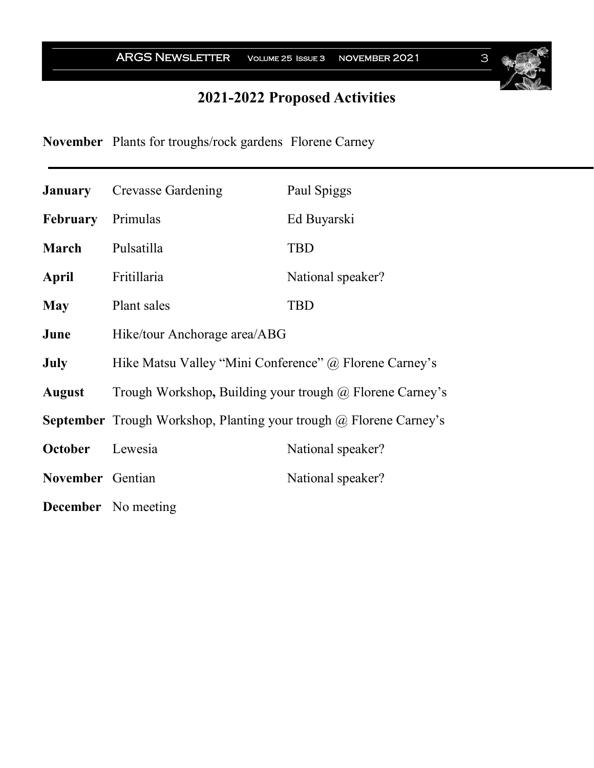## 2021-2022 Proposed Activities

| | | |
|---|---|---|
| **November** | Plants for troughs/rock gardens | Florene Carney |

---

| | | |
|---|---|---|
| **January** | Crevasse Gardening | Paul Spiggs |
| **February** | Primulas | Ed Buyarski |
| **March** | Pulsatilla | TBD |
| **April** | Fritillaria | National speaker? |
| **May** | Plant sales | TBD |
| **June** | Hike/tour Anchorage area/ABG | |
| **July** | Hike Matsu Valley "Mini Conference" @ Florene Carney's | |
| **August** | Trough Workshop**,** Building your trough @ Florene Carney's | |
| **September** | Trough Workshop, Planting your trough @ Florene Carney's | |
| **October** | Lewesia | National speaker? |
| **November** | Gentian | National speaker? |
| **December** | No meeting | |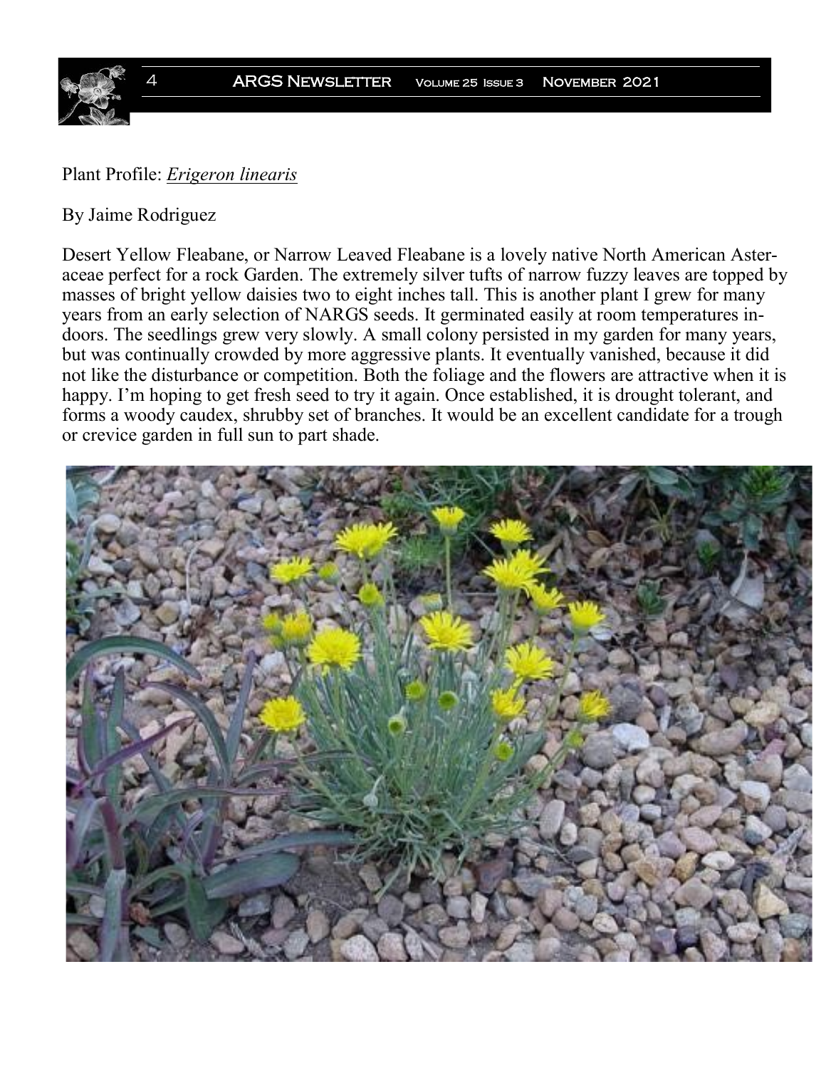Plant Profile: ***Erigeron linearis***

By Jaime Rodriguez

Desert Yellow Fleabane, or Narrow Leaved Fleabane is a lovely native North American Asteraceae perfect for a rock Garden. The extremely silver tufts of narrow fuzzy leaves are topped by masses of bright yellow daisies two to eight inches tall. This is another plant I grew for many years from an early selection of NARGS seeds. It germinated easily at room temperatures indoors. The seedlings grew very slowly. A small colony persisted in my garden for many years, but was continually crowded by more aggressive plants. It eventually vanished, because it did not like the disturbance or competition. Both the foliage and the flowers are attractive when it is happy. I'm hoping to get fresh seed to try it again. Once established, it is drought tolerant, and forms a woody caudex, shrubby set of branches. It would be an excellent candidate for a trough or crevice garden in full sun to part shade.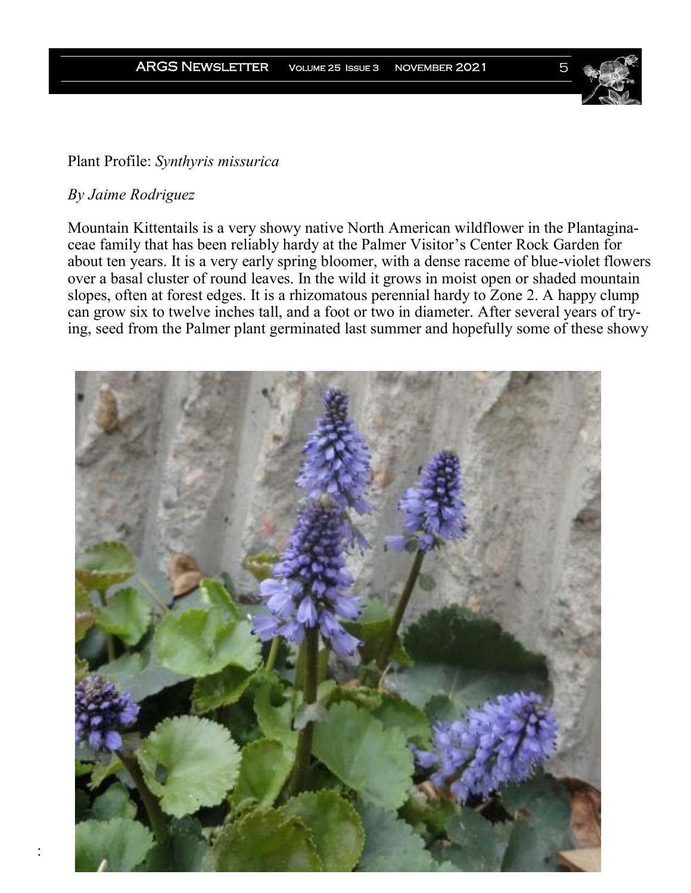Plant Profile: *Synthyris missurica*

*By Jaime Rodriguez*

Mountain Kittentails is a very showy native North American wildflower in the Plantaginaceae family that has been reliably hardy at the Palmer Visitor's Center Rock Garden for about ten years. It is a very early spring bloomer, with a dense raceme of blue-violet flowers over a basal cluster of round leaves. In the wild it grows in moist open or shaded mountain slopes, often at forest edges. It is a rhizomatous perennial hardy to Zone 2. A happy clump can grow six to twelve inches tall, and a foot or two in diameter. After several years of trying, seed from the Palmer plant germinated last summer and hopefully some of these showy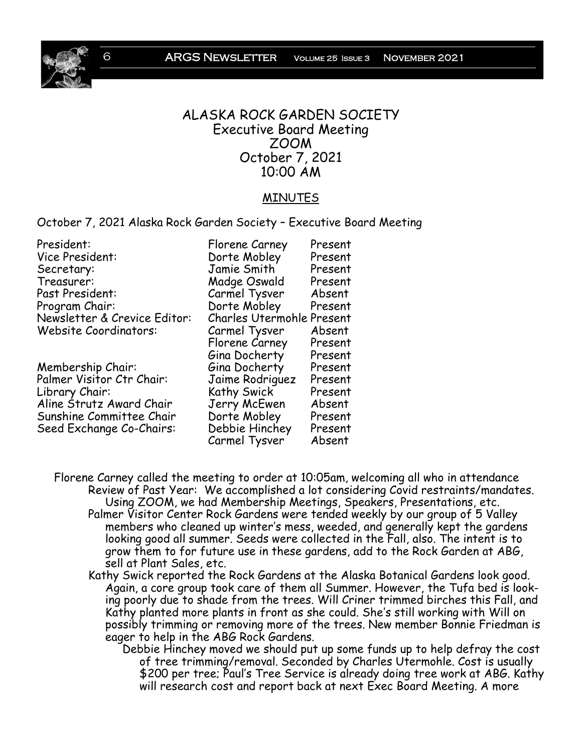# ALASKA ROCK GARDEN SOCIETY

## Executive Board Meeting
## ZOOM
## October 7, 2021
## 10:00 AM

### MINUTES

October 7, 2021 Alaska Rock Garden Society – Executive Board Meeting

| Position | Name | Attendance |
|---|---|---|
| President: | Florene Carney | Present |
| Vice President: | Dorte Mobley | Present |
| Secretary: | Jamie Smith | Present |
| Treasurer: | Madge Oswald | Present |
| Past President: | Carmel Tysver | Absent |
| Program Chair: | Dorte Mobley | Present |
| Newsletter & Crevice Editor: | Charles Utermohle | Present |
| Website Coordinators: | Carmel Tysver | Absent |
| | Florene Carney | Present |
| | Gina Docherty | Present |
| Membership Chair: | Gina Docherty | Present |
| Palmer Visitor Ctr Chair: | Jaime Rodriguez | Present |
| Library Chair: | Kathy Swick | Present |
| Aline Strutz Award Chair | Jerry McEwen | Absent |
| Sunshine Committee Chair | Dorte Mobley | Present |
| Seed Exchange Co-Chairs: | Debbie Hinchey | Present |
| | Carmel Tysver | Absent |

Florene Carney called the meeting to order at 10:05am, welcoming all who in attendance

Review of Past Year: We accomplished a lot considering Covid restraints/mandates. Using ZOOM, we had Membership Meetings, Speakers, Presentations, etc.

Palmer Visitor Center Rock Gardens were tended weekly by our group of 5 Valley members who cleaned up winter's mess, weeded, and generally kept the gardens looking good all summer. Seeds were collected in the Fall, also. The intent is to grow them to for future use in these gardens, add to the Rock Garden at ABG, sell at Plant Sales, etc.

Kathy Swick reported the Rock Gardens at the Alaska Botanical Gardens look good. Again, a core group took care of them all Summer. However, the Tufa bed is looking poorly due to shade from the trees. Will Criner trimmed birches this Fall, and Kathy planted more plants in front as she could. She's still working with Will on possibly trimming or removing more of the trees. New member Bonnie Friedman is eager to help in the ABG Rock Gardens.

Debbie Hinchey moved we should put up some funds up to help defray the cost of tree trimming/removal. Seconded by Charles Utermohle. Cost is usually $200 per tree; Paul's Tree Service is already doing tree work at ABG. Kathy will research cost and report back at next Exec Board Meeting. A more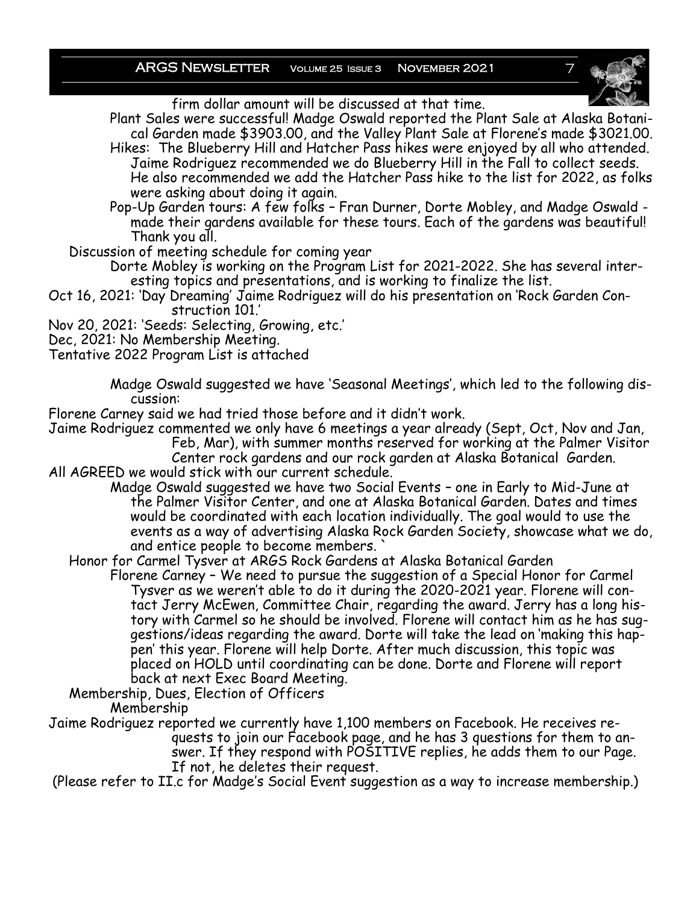firm dollar amount will be discussed at that time.

Plant Sales were successful! Madge Oswald reported the Plant Sale at Alaska Botanical Garden made $3903.00, and the Valley Plant Sale at Florene's made $3021.00.

Hikes: The Blueberry Hill and Hatcher Pass hikes were enjoyed by all who attended. Jaime Rodriguez recommended we do Blueberry Hill in the Fall to collect seeds. He also recommended we add the Hatcher Pass hike to the list for 2022, as folks were asking about doing it again.

Pop-Up Garden tours: A few folks – Fran Durner, Dorte Mobley, and Madge Oswald - made their gardens available for these tours. Each of the gardens was beautiful! Thank you all.

Discussion of meeting schedule for coming year

Dorte Mobley is working on the Program List for 2021-2022. She has several interesting topics and presentations, and is working to finalize the list.

Oct 16, 2021: 'Day Dreaming' Jaime Rodriguez will do his presentation on 'Rock Garden Construction 101.'

Nov 20, 2021: 'Seeds: Selecting, Growing, etc.'

Dec, 2021: No Membership Meeting.

Tentative 2022 Program List is attached

Madge Oswald suggested we have 'Seasonal Meetings', which led to the following discussion:

Florene Carney said we had tried those before and it didn't work.

Jaime Rodriguez commented we only have 6 meetings a year already (Sept, Oct, Nov and Jan, Feb, Mar), with summer months reserved for working at the Palmer Visitor Center rock gardens and our rock garden at Alaska Botanical Garden.

All AGREED we would stick with our current schedule.

Madge Oswald suggested we have two Social Events – one in Early to Mid-June at the Palmer Visitor Center, and one at Alaska Botanical Garden. Dates and times would be coordinated with each location individually. The goal would to use the events as a way of advertising Alaska Rock Garden Society, showcase what we do, and entice people to become members. `

Honor for Carmel Tysver at ARGS Rock Gardens at Alaska Botanical Garden

Florene Carney – We need to pursue the suggestion of a Special Honor for Carmel Tysver as we weren't able to do it during the 2020-2021 year. Florene will contact Jerry McEwen, Committee Chair, regarding the award. Jerry has a long history with Carmel so he should be involved. Florene will contact him as he has suggestions/ideas regarding the award. Dorte will take the lead on 'making this happen' this year. Florene will help Dorte. After much discussion, this topic was placed on HOLD until coordinating can be done. Dorte and Florene will report back at next Exec Board Meeting.

Membership, Dues, Election of Officers

Membership

Jaime Rodriguez reported we currently have 1,100 members on Facebook. He receives requests to join our Facebook page, and he has 3 questions for them to answer. If they respond with POSITIVE replies, he adds them to our Page. If not, he deletes their request.

(Please refer to II.c for Madge's Social Event suggestion as a way to increase membership.)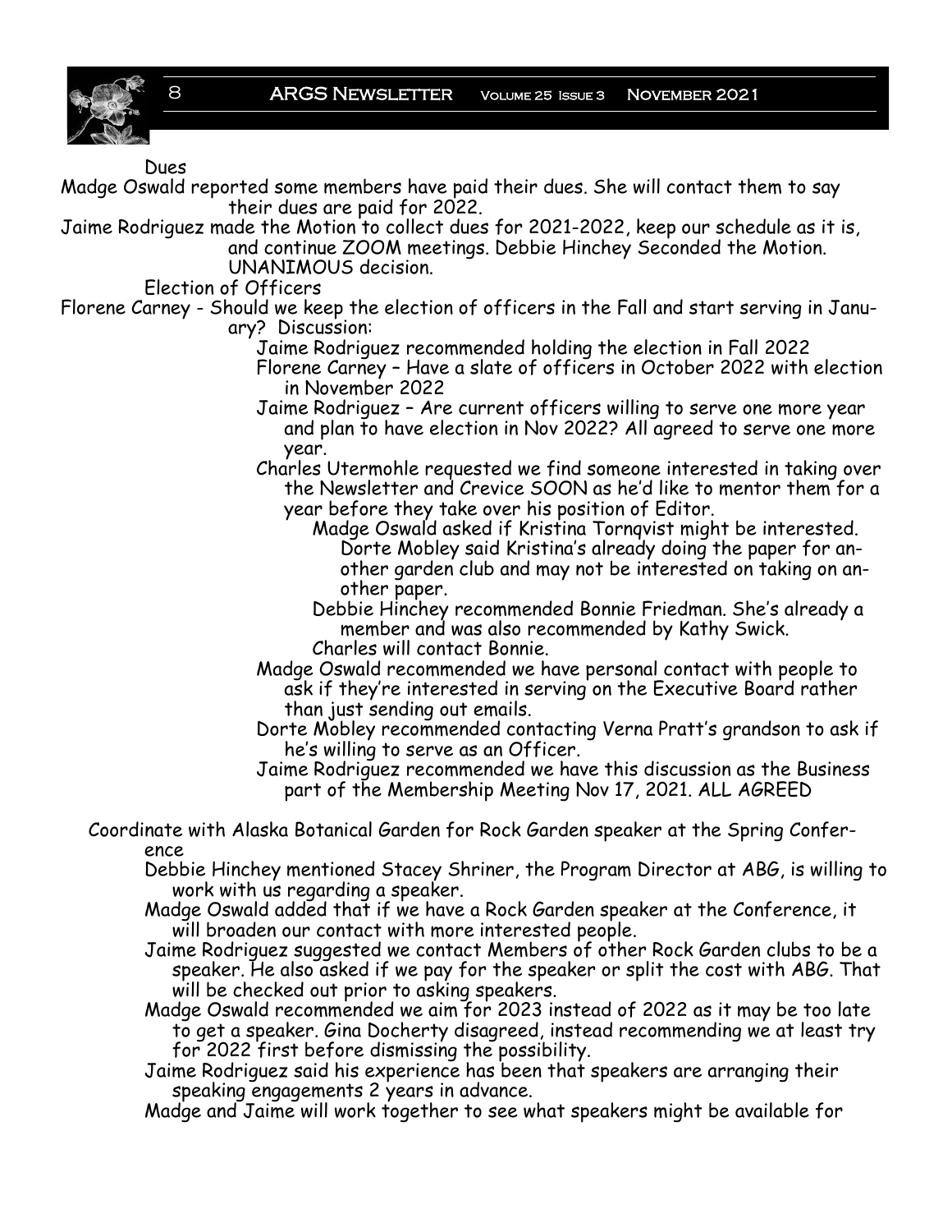Dues

Madge Oswald reported some members have paid their dues. She will contact them to say their dues are paid for 2022.

Jaime Rodriguez made the Motion to collect dues for 2021-2022, keep our schedule as it is, and continue ZOOM meetings. Debbie Hinchey Seconded the Motion. UNANIMOUS decision.

Election of Officers

Florene Carney - Should we keep the election of officers in the Fall and start serving in January? Discussion:

- Jaime Rodriguez recommended holding the election in Fall 2022
- Florene Carney – Have a slate of officers in October 2022 with election in November 2022
- Jaime Rodriguez – Are current officers willing to serve one more year and plan to have election in Nov 2022? All agreed to serve one more year.
- Charles Utermohle requested we find someone interested in taking over the Newsletter and Crevice SOON as he'd like to mentor them for a year before they take over his position of Editor.
  - Madge Oswald asked if Kristina Tornqvist might be interested. Dorte Mobley said Kristina's already doing the paper for another garden club and may not be interested on taking on another paper.
  - Debbie Hinchey recommended Bonnie Friedman. She's already a member and was also recommended by Kathy Swick.
  - Charles will contact Bonnie.
- Madge Oswald recommended we have personal contact with people to ask if they're interested in serving on the Executive Board rather than just sending out emails.
- Dorte Mobley recommended contacting Verna Pratt's grandson to ask if he's willing to serve as an Officer.
- Jaime Rodriguez recommended we have this discussion as the Business part of the Membership Meeting Nov 17, 2021. ALL AGREED

Coordinate with Alaska Botanical Garden for Rock Garden speaker at the Spring Conference

- Debbie Hinchey mentioned Stacey Shriner, the Program Director at ABG, is willing to work with us regarding a speaker.
- Madge Oswald added that if we have a Rock Garden speaker at the Conference, it will broaden our contact with more interested people.
- Jaime Rodriguez suggested we contact Members of other Rock Garden clubs to be a speaker. He also asked if we pay for the speaker or split the cost with ABG. That will be checked out prior to asking speakers.
- Madge Oswald recommended we aim for 2023 instead of 2022 as it may be too late to get a speaker. Gina Docherty disagreed, instead recommending we at least try for 2022 first before dismissing the possibility.
- Jaime Rodriguez said his experience has been that speakers are arranging their speaking engagements 2 years in advance.
- Madge and Jaime will work together to see what speakers might be available for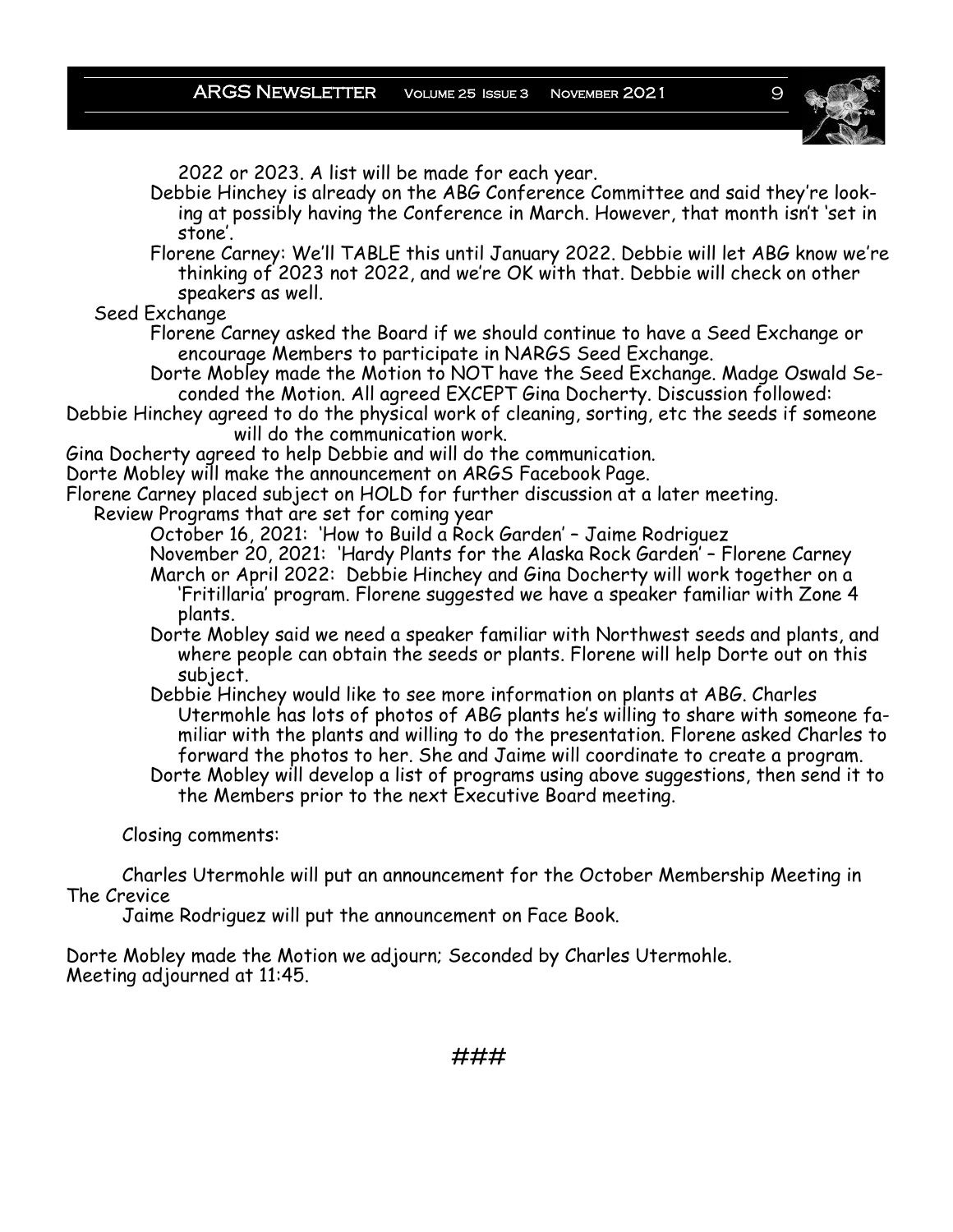2022 or 2023. A list will be made for each year.

Debbie Hinchey is already on the ABG Conference Committee and said they're looking at possibly having the Conference in March. However, that month isn't 'set in stone'.

Florene Carney: We'll TABLE this until January 2022. Debbie will let ABG know we're thinking of 2023 not 2022, and we're OK with that. Debbie will check on other speakers as well.

Seed Exchange

Florene Carney asked the Board if we should continue to have a Seed Exchange or encourage Members to participate in NARGS Seed Exchange.

Dorte Mobley made the Motion to NOT have the Seed Exchange. Madge Oswald Seconded the Motion. All agreed EXCEPT Gina Docherty. Discussion followed:

Debbie Hinchey agreed to do the physical work of cleaning, sorting, etc the seeds if someone will do the communication work.

Gina Docherty agreed to help Debbie and will do the communication.

Dorte Mobley will make the announcement on ARGS Facebook Page.

Florene Carney placed subject on HOLD for further discussion at a later meeting.

Review Programs that are set for coming year

October 16, 2021: 'How to Build a Rock Garden' – Jaime Rodriguez

November 20, 2021: 'Hardy Plants for the Alaska Rock Garden' – Florene Carney

March or April 2022: Debbie Hinchey and Gina Docherty will work together on a 'Fritillaria' program. Florene suggested we have a speaker familiar with Zone 4 plants.

Dorte Mobley said we need a speaker familiar with Northwest seeds and plants, and where people can obtain the seeds or plants. Florene will help Dorte out on this subject.

Debbie Hinchey would like to see more information on plants at ABG. Charles Utermohle has lots of photos of ABG plants he's willing to share with someone familiar with the plants and willing to do the presentation. Florene asked Charles to forward the photos to her. She and Jaime will coordinate to create a program.

Dorte Mobley will develop a list of programs using above suggestions, then send it to the Members prior to the next Executive Board meeting.

Closing comments:

Charles Utermohle will put an announcement for the October Membership Meeting in The Crevice

Jaime Rodriguez will put the announcement on Face Book.

Dorte Mobley made the Motion we adjourn; Seconded by Charles Utermohle.
Meeting adjourned at 11:45.

###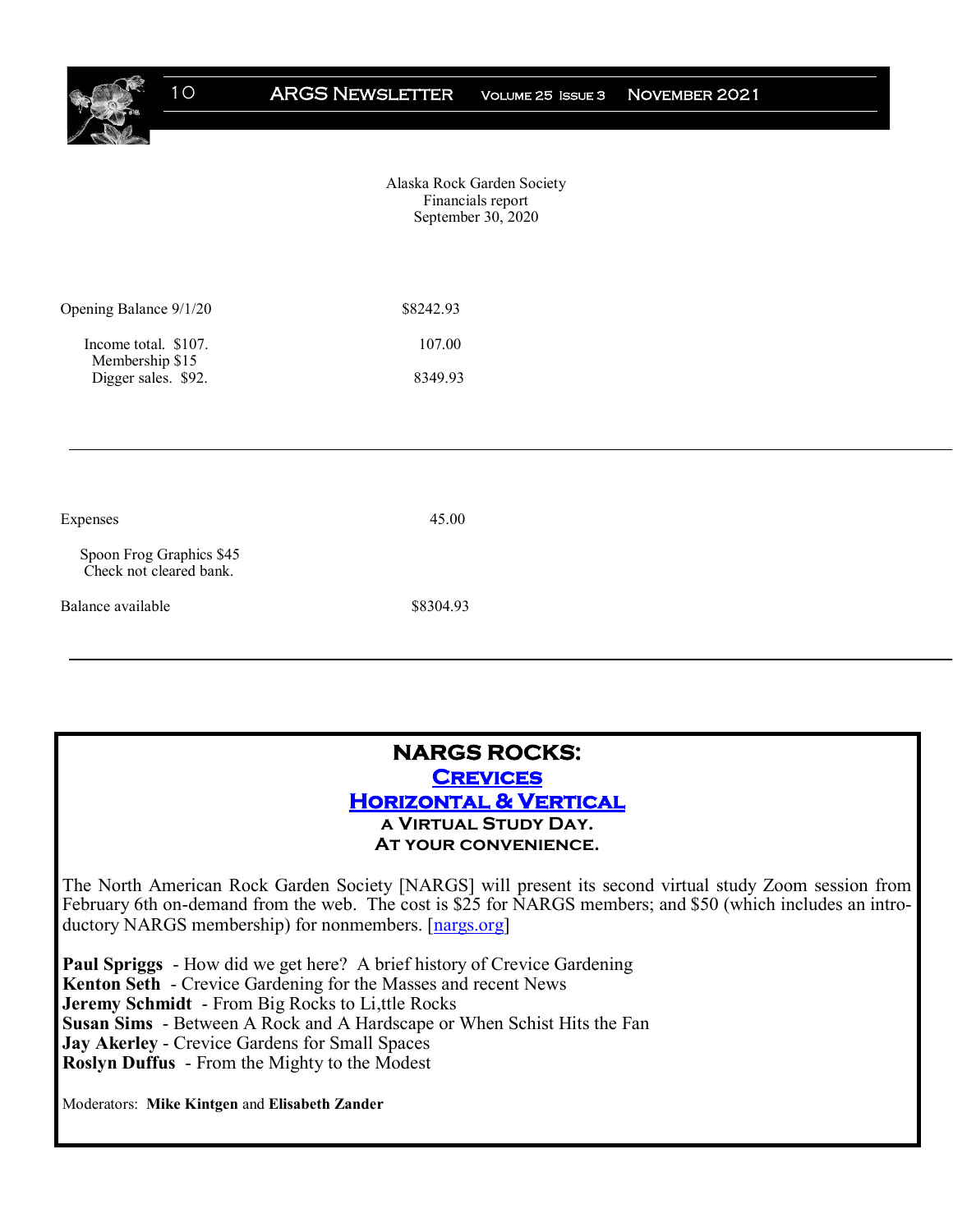Alaska Rock Garden Society
Financials report
September 30, 2020

| | |
|---|---|
| Opening Balance 9/1/20 | $8242.93 |
| Income total. $107. | 107.00 |
| Membership $15 | |
| Digger sales. $92. | 8349.93 |

---

| | |
|---|---|
| Expenses | 45.00 |
| Spoon Frog Graphics $45 | |
| Check not cleared bank. | |
| Balance available | $8304.93 |

---

## NARGS ROCKS:

## [Crevices](nargs.org)

## [Horizontal & Vertical](nargs.org)

### a Virtual Study Day.

### At your convenience.

The North American Rock Garden Society [NARGS] will present its second virtual study Zoom session from February 6th on-demand from the web. The cost is $25 for NARGS members; and $50 (which includes an introductory NARGS membership) for nonmembers. [[nargs.org](nargs.org)]

**Paul Spriggs** - How did we get here? A brief history of Crevice Gardening
**Kenton Seth** - Crevice Gardening for the Masses and recent News
**Jeremy Schmidt** - From Big Rocks to Li,ttle Rocks
**Susan Sims** - Between A Rock and A Hardscape or When Schist Hits the Fan
**Jay Akerley** - Crevice Gardens for Small Spaces
**Roslyn Duffus** - From the Mighty to the Modest

Moderators: **Mike Kintgen** and **Elisabeth Zander**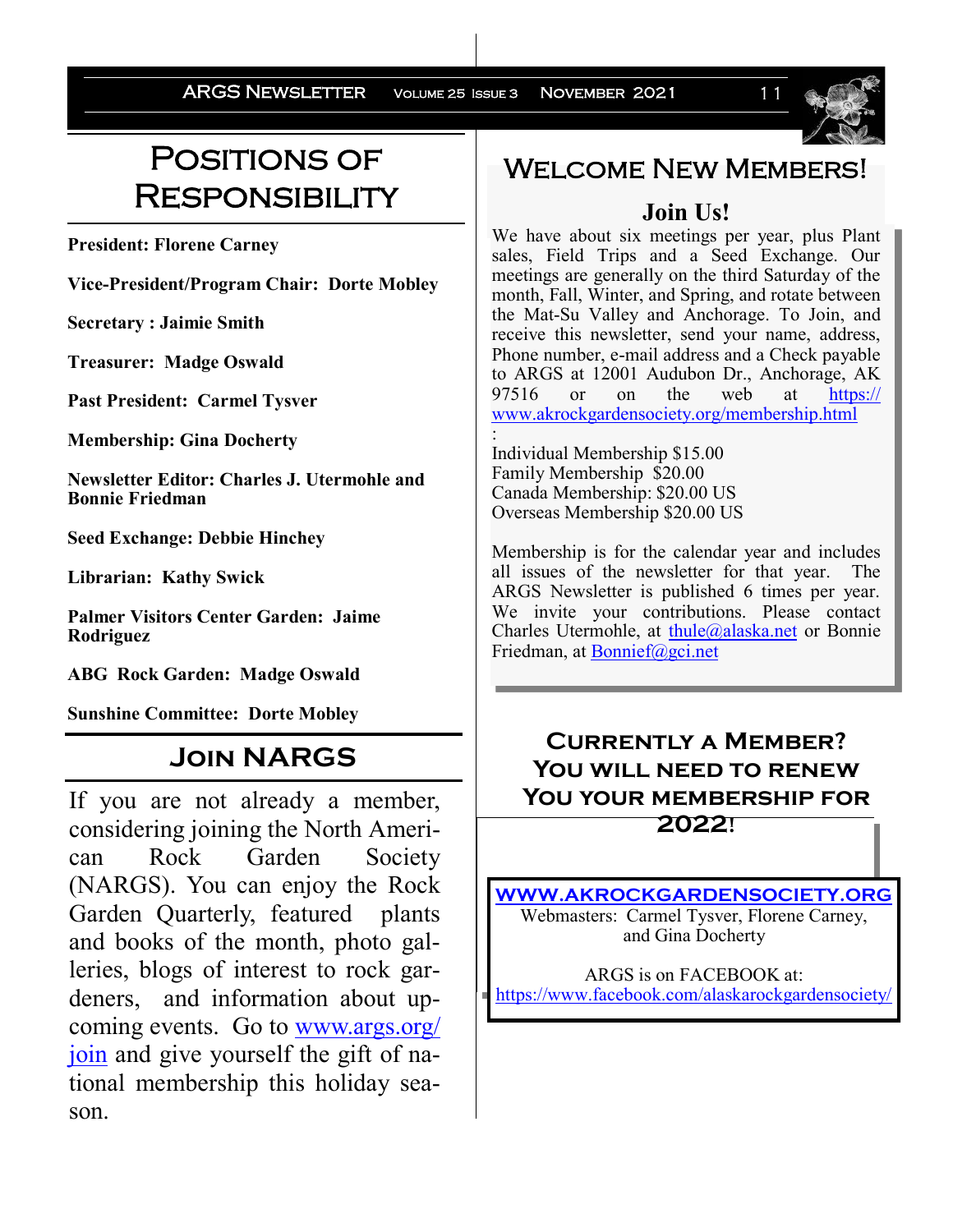# Positions of Responsibility

**President: Florene Carney**

**Vice-President/Program Chair: Dorte Mobley**

**Secretary : Jaimie Smith**

**Treasurer: Madge Oswald**

**Past President: Carmel Tysver**

**Membership: Gina Docherty**

**Newsletter Editor: Charles J. Utermohle and Bonnie Friedman**

**Seed Exchange: Debbie Hinchey**

**Librarian: Kathy Swick**

**Palmer Visitors Center Garden: Jaime Rodriguez**

**ABG Rock Garden: Madge Oswald**

**Sunshine Committee: Dorte Mobley**

## Join NARGS

If you are not already a member, considering joining the North American Rock Garden Society (NARGS). You can enjoy the Rock Garden Quarterly, featured plants and books of the month, photo galleries, blogs of interest to rock gardeners, and information about upcoming events. Go to [www.args.org/join](www.args.org/join) and give yourself the gift of national membership this holiday season.

# Welcome New Members!

### Join Us!

We have about six meetings per year, plus Plant sales, Field Trips and a Seed Exchange. Our meetings are generally on the third Saturday of the month, Fall, Winter, and Spring, and rotate between the Mat-Su Valley and Anchorage. To Join, and receive this newsletter, send your name, address, Phone number, e-mail address and a Check payable to ARGS at 12001 Audubon Dr., Anchorage, AK 97516 or on the web at [https://www.akrockgardensociety.org/membership.html](https://www.akrockgardensociety.org/membership.html):

Individual Membership $15.00
Family Membership $20.00
Canada Membership: $20.00 US
Overseas Membership $20.00 US

Membership is for the calendar year and includes all issues of the newsletter for that year. The ARGS Newsletter is published 6 times per year. We invite your contributions. Please contact Charles Utermohle, at thule@alaska.net or Bonnie Friedman, at Bonnief@gci.net

## Currently a Member? You will need to renew You your membership for 2022!

**[WWW.AKROCKGARDENSOCIETY.ORG](http://www.akrockgardensociety.org)**
Webmasters: Carmel Tysver, Florene Carney, and Gina Docherty

ARGS is on FACEBOOK at:
[https://www.facebook.com/alaskarockgardensociety/](https://www.facebook.com/alaskarockgardensociety/)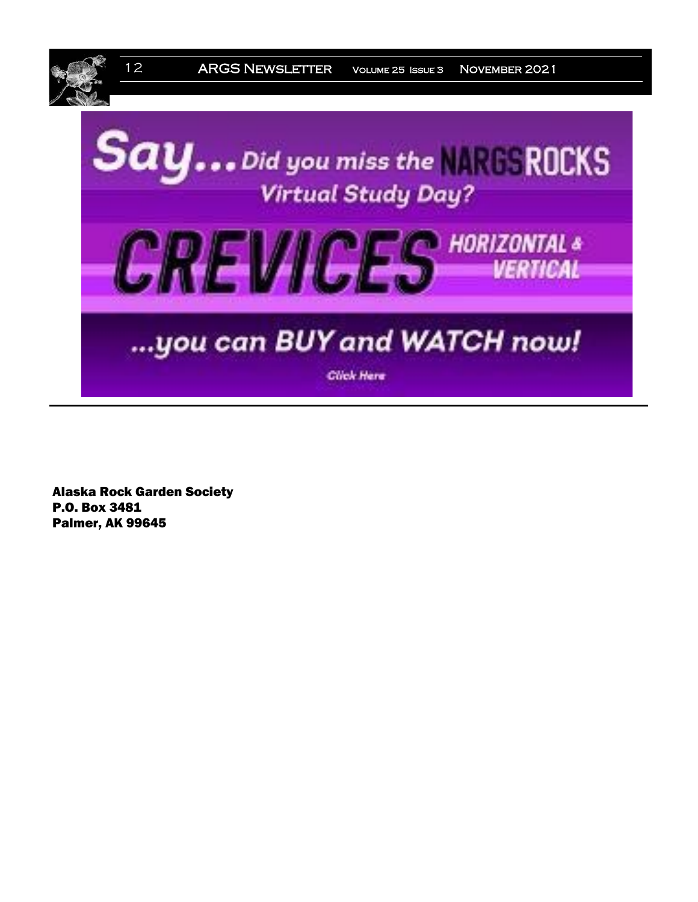Say... Did you miss the NARGS ROCKS Virtual Study Day?

CREVICES HORIZONTAL & VERTICAL

...you can BUY and WATCH now!

Click Here

**Alaska Rock Garden Society**
**P.O. Box 3481**
**Palmer, AK 99645**